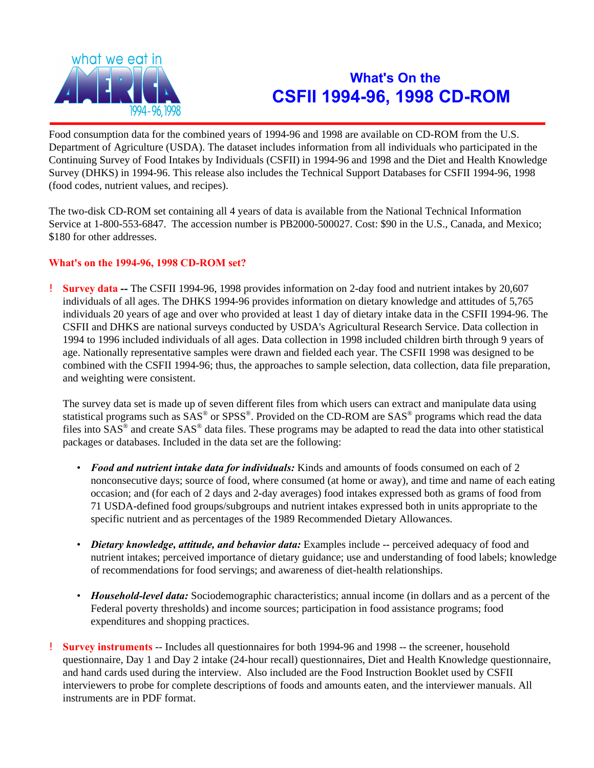what we eat in AMERICA 1994-96, 1998

# What's On the CSFII 1994-96, 1998 CD-ROM

Food consumption data for the combined years of 1994-96 and 1998 are available on CD-ROM from the U.S. Department of Agriculture (USDA). The dataset includes information from all individuals who participated in the Continuing Survey of Food Intakes by Individuals (CSFII) in 1994-96 and 1998 and the Diet and Health Knowledge Survey (DHKS) in 1994-96. This release also includes the Technical Support Databases for CSFII 1994-96, 1998 (food codes, nutrient values, and recipes).

The two-disk CD-ROM set containing all 4 years of data is available from the National Technical Information Service at 1-800-553-6847. The accession number is PB2000-500027. Cost: $90 in the U.S., Canada, and Mexico; $180 for other addresses.

## What's on the 1994-96, 1998 CD-ROM set?

- **Survey data --** The CSFII 1994-96, 1998 provides information on 2-day food and nutrient intakes by 20,607 individuals of all ages. The DHKS 1994-96 provides information on dietary knowledge and attitudes of 5,765 individuals 20 years of age and over who provided at least 1 day of dietary intake data in the CSFII 1994-96. The CSFII and DHKS are national surveys conducted by USDA's Agricultural Research Service. Data collection in 1994 to 1996 included individuals of all ages. Data collection in 1998 included children birth through 9 years of age. Nationally representative samples were drawn and fielded each year. The CSFII 1998 was designed to be combined with the CSFII 1994-96; thus, the approaches to sample selection, data collection, data file preparation, and weighting were consistent.

  The survey data set is made up of seven different files from which users can extract and manipulate data using statistical programs such as SAS® or SPSS®. Provided on the CD-ROM are SAS® programs which read the data files into SAS® and create SAS® data files. These programs may be adapted to read the data into other statistical packages or databases. Included in the data set are the following:

  - ***Food and nutrient intake data for individuals:*** Kinds and amounts of foods consumed on each of 2 nonconsecutive days; source of food, where consumed (at home or away), and time and name of each eating occasion; and (for each of 2 days and 2-day averages) food intakes expressed both as grams of food from 71 USDA-defined food groups/subgroups and nutrient intakes expressed both in units appropriate to the specific nutrient and as percentages of the 1989 Recommended Dietary Allowances.

  - ***Dietary knowledge, attitude, and behavior data:*** Examples include -- perceived adequacy of food and nutrient intakes; perceived importance of dietary guidance; use and understanding of food labels; knowledge of recommendations for food servings; and awareness of diet-health relationships.

  - ***Household-level data:*** Sociodemographic characteristics; annual income (in dollars and as a percent of the Federal poverty thresholds) and income sources; participation in food assistance programs; food expenditures and shopping practices.

- **Survey instruments** -- Includes all questionnaires for both 1994-96 and 1998 -- the screener, household questionnaire, Day 1 and Day 2 intake (24-hour recall) questionnaires, Diet and Health Knowledge questionnaire, and hand cards used during the interview. Also included are the Food Instruction Booklet used by CSFII interviewers to probe for complete descriptions of foods and amounts eaten, and the interviewer manuals. All instruments are in PDF format.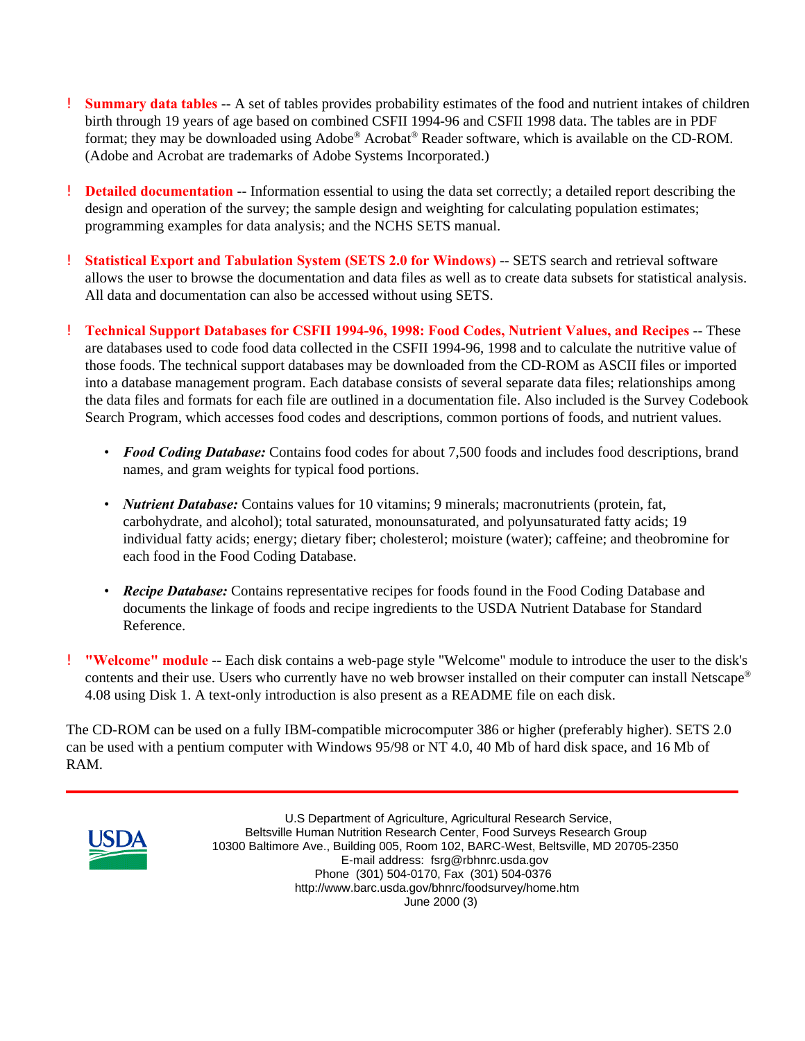- **Summary data tables** -- A set of tables provides probability estimates of the food and nutrient intakes of children birth through 19 years of age based on combined CSFII 1994-96 and CSFII 1998 data. The tables are in PDF format; they may be downloaded using Adobe® Acrobat® Reader software, which is available on the CD-ROM. (Adobe and Acrobat are trademarks of Adobe Systems Incorporated.)

- **Detailed documentation** -- Information essential to using the data set correctly; a detailed report describing the design and operation of the survey; the sample design and weighting for calculating population estimates; programming examples for data analysis; and the NCHS SETS manual.

- **Statistical Export and Tabulation System (SETS 2.0 for Windows)** -- SETS search and retrieval software allows the user to browse the documentation and data files as well as to create data subsets for statistical analysis. All data and documentation can also be accessed without using SETS.

- **Technical Support Databases for CSFII 1994-96, 1998: Food Codes, Nutrient Values, and Recipes** -- These are databases used to code food data collected in the CSFII 1994-96, 1998 and to calculate the nutritive value of those foods. The technical support databases may be downloaded from the CD-ROM as ASCII files or imported into a database management program. Each database consists of several separate data files; relationships among the data files and formats for each file are outlined in a documentation file. Also included is the Survey Codebook Search Program, which accesses food codes and descriptions, common portions of foods, and nutrient values.

  - ***Food Coding Database:*** Contains food codes for about 7,500 foods and includes food descriptions, brand names, and gram weights for typical food portions.

  - ***Nutrient Database:*** Contains values for 10 vitamins; 9 minerals; macronutrients (protein, fat, carbohydrate, and alcohol); total saturated, monounsaturated, and polyunsaturated fatty acids; 19 individual fatty acids; energy; dietary fiber; cholesterol; moisture (water); caffeine; and theobromine for each food in the Food Coding Database.

  - ***Recipe Database:*** Contains representative recipes for foods found in the Food Coding Database and documents the linkage of foods and recipe ingredients to the USDA Nutrient Database for Standard Reference.

- **"Welcome" module** -- Each disk contains a web-page style "Welcome" module to introduce the user to the disk's contents and their use. Users who currently have no web browser installed on their computer can install Netscape® 4.08 using Disk 1. A text-only introduction is also present as a README file on each disk.

The CD-ROM can be used on a fully IBM-compatible microcomputer 386 or higher (preferably higher). SETS 2.0 can be used with a pentium computer with Windows 95/98 or NT 4.0, 40 Mb of hard disk space, and 16 Mb of RAM.

---

USDA

U.S Department of Agriculture, Agricultural Research Service,
Beltsville Human Nutrition Research Center, Food Surveys Research Group
10300 Baltimore Ave., Building 005, Room 102, BARC-West, Beltsville, MD 20705-2350
E-mail address: fsrg@rbhnrc.usda.gov
Phone (301) 504-0170, Fax (301) 504-0376
http://www.barc.usda.gov/bhnrc/foodsurvey/home.htm
June 2000 (3)